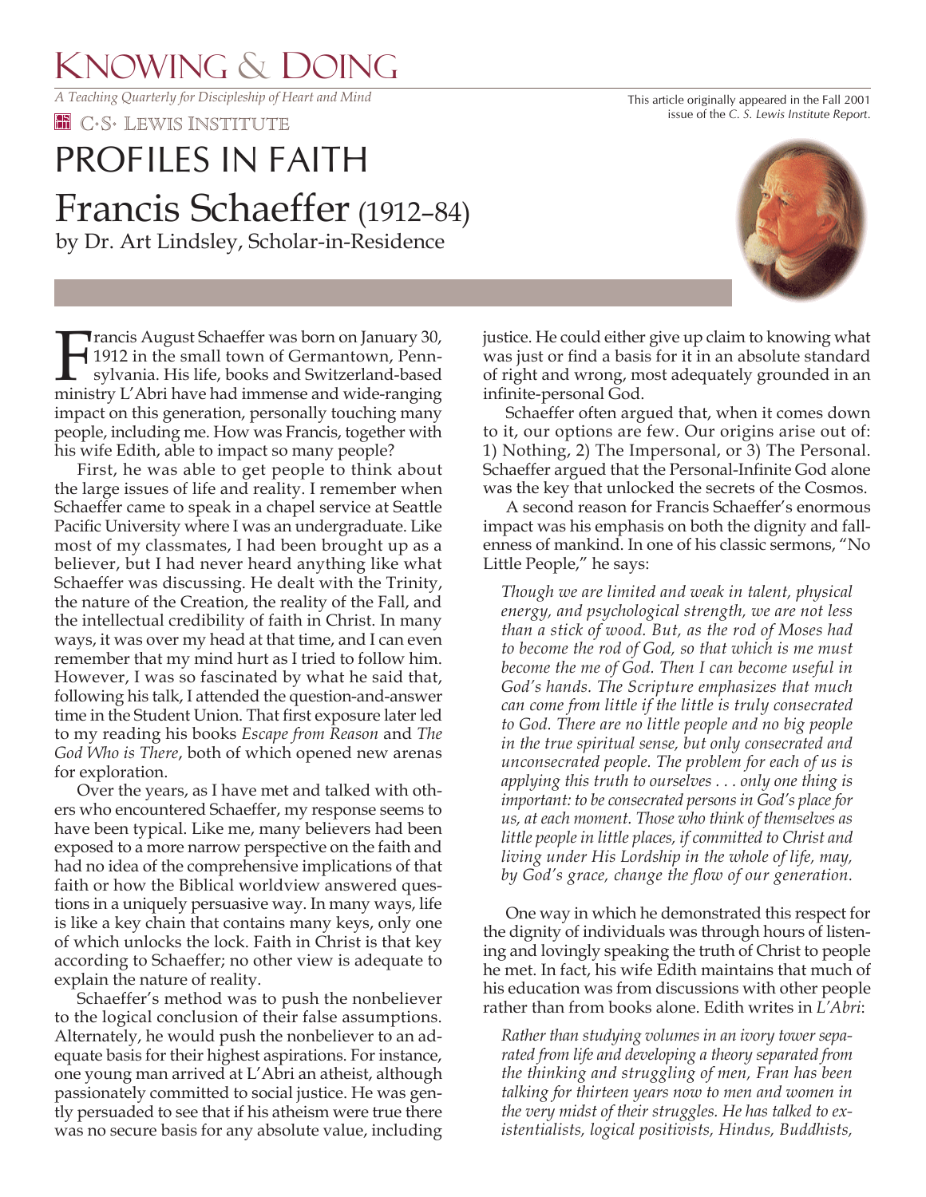# Knowing & Doing

*A Teaching Quarterly for Discipleship of Heart and Mind*

C·S· Lewis Institute

This article originally appeared in the Fall 2001 issue of the *C. S. Lewis Institute Report*.

## PROFILES IN FAITH

# Francis Schaeffer (1912–84)

by Dr. Art Lindsley, Scholar-in-Residence

Francis August Schaeffer was born on January 30, 1912 in the small town of Germantown, Pennsylvania. His life, books and Switzerland-based ministry L'Abri have had immense and wide-ranging impact on this generation, personally touching many people, including me. How was Francis, together with his wife Edith, able to impact so many people?

First, he was able to get people to think about the large issues of life and reality. I remember when Schaeffer came to speak in a chapel service at Seattle Pacific University where I was an undergraduate. Like most of my classmates, I had been brought up as a believer, but I had never heard anything like what Schaeffer was discussing. He dealt with the Trinity, the nature of the Creation, the reality of the Fall, and the intellectual credibility of faith in Christ. In many ways, it was over my head at that time, and I can even remember that my mind hurt as I tried to follow him. However, I was so fascinated by what he said that, following his talk, I attended the question-and-answer time in the Student Union. That first exposure later led to my reading his books *Escape from Reason* and *The God Who is There*, both of which opened new arenas for exploration.

Over the years, as I have met and talked with others who encountered Schaeffer, my response seems to have been typical. Like me, many believers had been exposed to a more narrow perspective on the faith and had no idea of the comprehensive implications of that faith or how the Biblical worldview answered questions in a uniquely persuasive way. In many ways, life is like a key chain that contains many keys, only one of which unlocks the lock. Faith in Christ is that key according to Schaeffer; no other view is adequate to explain the nature of reality.

Schaeffer's method was to push the nonbeliever to the logical conclusion of their false assumptions. Alternately, he would push the nonbeliever to an adequate basis for their highest aspirations. For instance, one young man arrived at L'Abri an atheist, although passionately committed to social justice. He was gently persuaded to see that if his atheism were true there was no secure basis for any absolute value, including justice. He could either give up claim to knowing what was just or find a basis for it in an absolute standard of right and wrong, most adequately grounded in an infinite-personal God.

Schaeffer often argued that, when it comes down to it, our options are few. Our origins arise out of: 1) Nothing, 2) The Impersonal, or 3) The Personal. Schaeffer argued that the Personal-Infinite God alone was the key that unlocked the secrets of the Cosmos.

A second reason for Francis Schaeffer's enormous impact was his emphasis on both the dignity and fallenness of mankind. In one of his classic sermons, "No Little People," he says:

> *Though we are limited and weak in talent, physical energy, and psychological strength, we are not less than a stick of wood. But, as the rod of Moses had to become the rod of God, so that which is me must become the me of God. Then I can become useful in God's hands. The Scripture emphasizes that much can come from little if the little is truly consecrated to God. There are no little people and no big people in the true spiritual sense, but only consecrated and unconsecrated people. The problem for each of us is applying this truth to ourselves . . . only one thing is important: to be consecrated persons in God's place for us, at each moment. Those who think of themselves as little people in little places, if committed to Christ and living under His Lordship in the whole of life, may, by God's grace, change the flow of our generation.*

One way in which he demonstrated this respect for the dignity of individuals was through hours of listening and lovingly speaking the truth of Christ to people he met. In fact, his wife Edith maintains that much of his education was from discussions with other people rather than from books alone. Edith writes in *L'Abri*:

> *Rather than studying volumes in an ivory tower separated from life and developing a theory separated from the thinking and struggling of men, Fran has been talking for thirteen years now to men and women in the very midst of their struggles. He has talked to existentialists, logical positivists, Hindus, Buddhists,*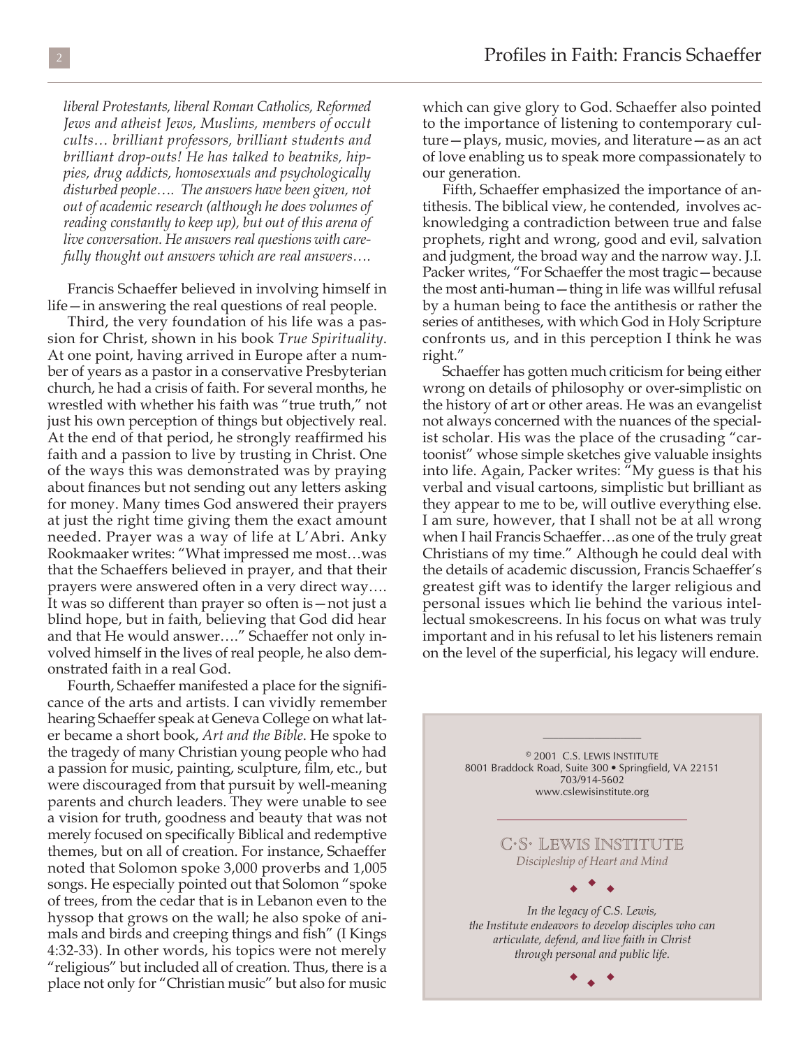*liberal Protestants, liberal Roman Catholics, Reformed Jews and atheist Jews, Muslims, members of occult cults… brilliant professors, brilliant students and brilliant drop-outs! He has talked to beatniks, hippies, drug addicts, homosexuals and psychologically disturbed people…. The answers have been given, not out of academic research (although he does volumes of reading constantly to keep up), but out of this arena of live conversation. He answers real questions with carefully thought out answers which are real answers….*

Francis Schaeffer believed in involving himself in life—in answering the real questions of real people.

Third, the very foundation of his life was a passion for Christ, shown in his book *True Spirituality*. At one point, having arrived in Europe after a number of years as a pastor in a conservative Presbyterian church, he had a crisis of faith. For several months, he wrestled with whether his faith was "true truth," not just his own perception of things but objectively real. At the end of that period, he strongly reaffirmed his faith and a passion to live by trusting in Christ. One of the ways this was demonstrated was by praying about finances but not sending out any letters asking for money. Many times God answered their prayers at just the right time giving them the exact amount needed. Prayer was a way of life at L'Abri. Anky Rookmaaker writes: "What impressed me most…was that the Schaeffers believed in prayer, and that their prayers were answered often in a very direct way…. It was so different than prayer so often is—not just a blind hope, but in faith, believing that God did hear and that He would answer…." Schaeffer not only involved himself in the lives of real people, he also demonstrated faith in a real God.

Fourth, Schaeffer manifested a place for the significance of the arts and artists. I can vividly remember hearing Schaeffer speak at Geneva College on what later became a short book, *Art and the Bible*. He spoke to the tragedy of many Christian young people who had a passion for music, painting, sculpture, film, etc., but were discouraged from that pursuit by well-meaning parents and church leaders. They were unable to see a vision for truth, goodness and beauty that was not merely focused on specifically Biblical and redemptive themes, but on all of creation. For instance, Schaeffer noted that Solomon spoke 3,000 proverbs and 1,005 songs. He especially pointed out that Solomon "spoke of trees, from the cedar that is in Lebanon even to the hyssop that grows on the wall; he also spoke of animals and birds and creeping things and fish" (I Kings 4:32-33). In other words, his topics were not merely "religious" but included all of creation. Thus, there is a place not only for "Christian music" but also for music which can give glory to God. Schaeffer also pointed to the importance of listening to contemporary culture—plays, music, movies, and literature—as an act of love enabling us to speak more compassionately to our generation.

Fifth, Schaeffer emphasized the importance of antithesis. The biblical view, he contended, involves acknowledging a contradiction between true and false prophets, right and wrong, good and evil, salvation and judgment, the broad way and the narrow way. J.I. Packer writes, "For Schaeffer the most tragic—because the most anti-human—thing in life was willful refusal by a human being to face the antithesis or rather the series of antitheses, with which God in Holy Scripture confronts us, and in this perception I think he was right."

Schaeffer has gotten much criticism for being either wrong on details of philosophy or over-simplistic on the history of art or other areas. He was an evangelist not always concerned with the nuances of the specialist scholar. His was the place of the crusading "cartoonist" whose simple sketches give valuable insights into life. Again, Packer writes: "My guess is that his verbal and visual cartoons, simplistic but brilliant as they appear to me to be, will outlive everything else. I am sure, however, that I shall not be at all wrong when I hail Francis Schaeffer…as one of the truly great Christians of my time." Although he could deal with the details of academic discussion, Francis Schaeffer's greatest gift was to identify the larger religious and personal issues which lie behind the various intellectual smokescreens. In his focus on what was truly important and in his refusal to let his listeners remain on the level of the superficial, his legacy will endure.

---

© 2001 C.S. Lewis Institute
8001 Braddock Road, Suite 300 • Springfield, VA 22151
703/914-5602
www.cslewisinstitute.org

---

C·S· Lewis Institute
*Discipleship of Heart and Mind*

*In the legacy of C.S. Lewis, the Institute endeavors to develop disciples who can articulate, defend, and live faith in Christ through personal and public life.*